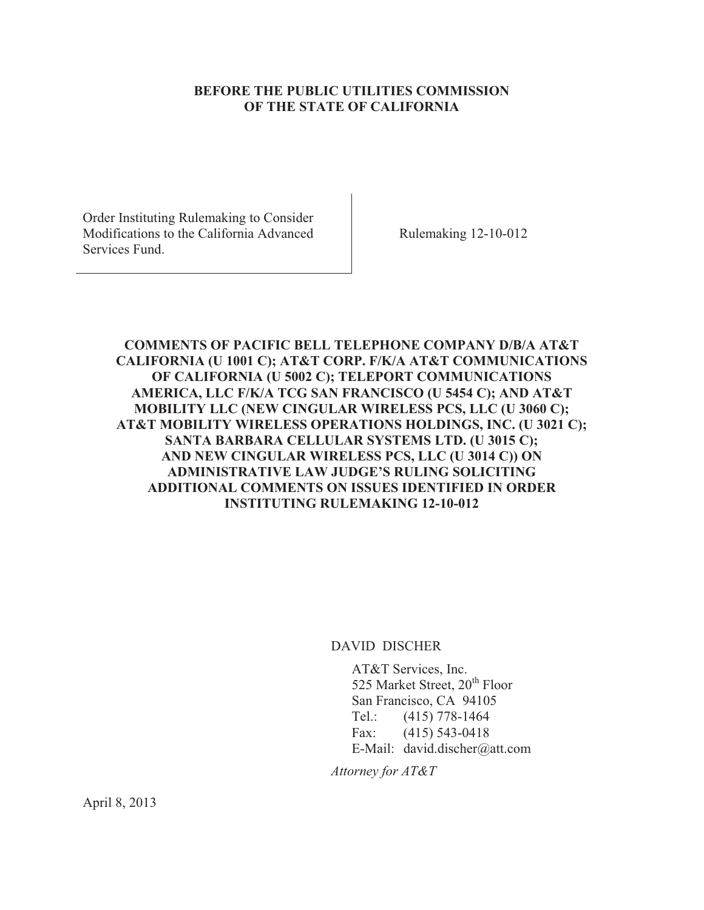**BEFORE THE PUBLIC UTILITIES COMMISSION**
**OF THE STATE OF CALIFORNIA**

| | |
|---|---|
| Order Instituting Rulemaking to Consider Modifications to the California Advanced Services Fund. | Rulemaking 12-10-012 |

**COMMENTS OF PACIFIC BELL TELEPHONE COMPANY D/B/A AT&T CALIFORNIA (U 1001 C); AT&T CORP. F/K/A AT&T COMMUNICATIONS OF CALIFORNIA (U 5002 C); TELEPORT COMMUNICATIONS AMERICA, LLC F/K/A TCG SAN FRANCISCO (U 5454 C); AND AT&T MOBILITY LLC (NEW CINGULAR WIRELESS PCS, LLC (U 3060 C); AT&T MOBILITY WIRELESS OPERATIONS HOLDINGS, INC. (U 3021 C); SANTA BARBARA CELLULAR SYSTEMS LTD. (U 3015 C); AND NEW CINGULAR WIRELESS PCS, LLC (U 3014 C)) ON ADMINISTRATIVE LAW JUDGE'S RULING SOLICITING ADDITIONAL COMMENTS ON ISSUES IDENTIFIED IN ORDER INSTITUTING RULEMAKING 12-10-012**

DAVID DISCHER

AT&T Services, Inc.
525 Market Street, 20th Floor
San Francisco, CA 94105
Tel.: (415) 778-1464
Fax: (415) 543-0418
E-Mail: david.discher@att.com

*Attorney for AT&T*

April 8, 2013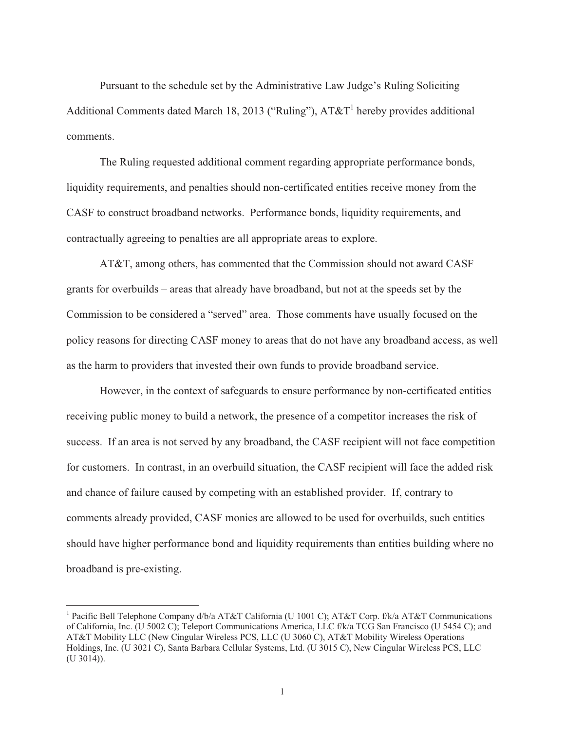Pursuant to the schedule set by the Administrative Law Judge's Ruling Soliciting Additional Comments dated March 18, 2013 ("Ruling"), AT&T[1] hereby provides additional comments.

The Ruling requested additional comment regarding appropriate performance bonds, liquidity requirements, and penalties should non-certificated entities receive money from the CASF to construct broadband networks. Performance bonds, liquidity requirements, and contractually agreeing to penalties are all appropriate areas to explore.

AT&T, among others, has commented that the Commission should not award CASF grants for overbuilds – areas that already have broadband, but not at the speeds set by the Commission to be considered a "served" area. Those comments have usually focused on the policy reasons for directing CASF money to areas that do not have any broadband access, as well as the harm to providers that invested their own funds to provide broadband service.

However, in the context of safeguards to ensure performance by non-certificated entities receiving public money to build a network, the presence of a competitor increases the risk of success. If an area is not served by any broadband, the CASF recipient will not face competition for customers. In contrast, in an overbuild situation, the CASF recipient will face the added risk and chance of failure caused by competing with an established provider. If, contrary to comments already provided, CASF monies are allowed to be used for overbuilds, such entities should have higher performance bond and liquidity requirements than entities building where no broadband is pre-existing.

[1] Pacific Bell Telephone Company d/b/a AT&T California (U 1001 C); AT&T Corp. f/k/a AT&T Communications of California, Inc. (U 5002 C); Teleport Communications America, LLC f/k/a TCG San Francisco (U 5454 C); and AT&T Mobility LLC (New Cingular Wireless PCS, LLC (U 3060 C), AT&T Mobility Wireless Operations Holdings, Inc. (U 3021 C), Santa Barbara Cellular Systems, Ltd. (U 3015 C), New Cingular Wireless PCS, LLC (U 3014)).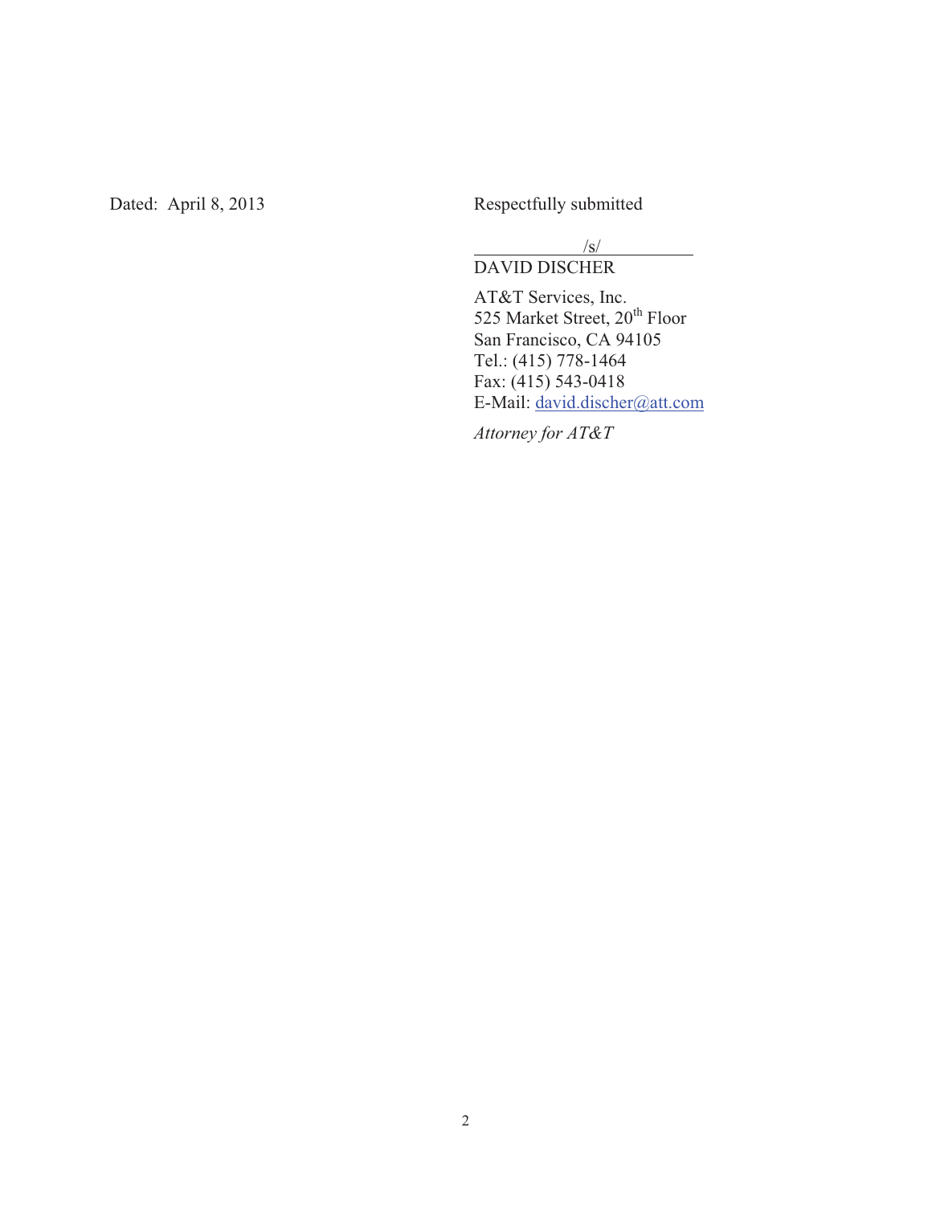Dated: April 8, 2013

Respectfully submitted

/s/
DAVID DISCHER

AT&T Services, Inc.
525 Market Street, 20th Floor
San Francisco, CA 94105
Tel.: (415) 778-1464
Fax: (415) 543-0418
E-Mail: david.discher@att.com

*Attorney for AT&T*